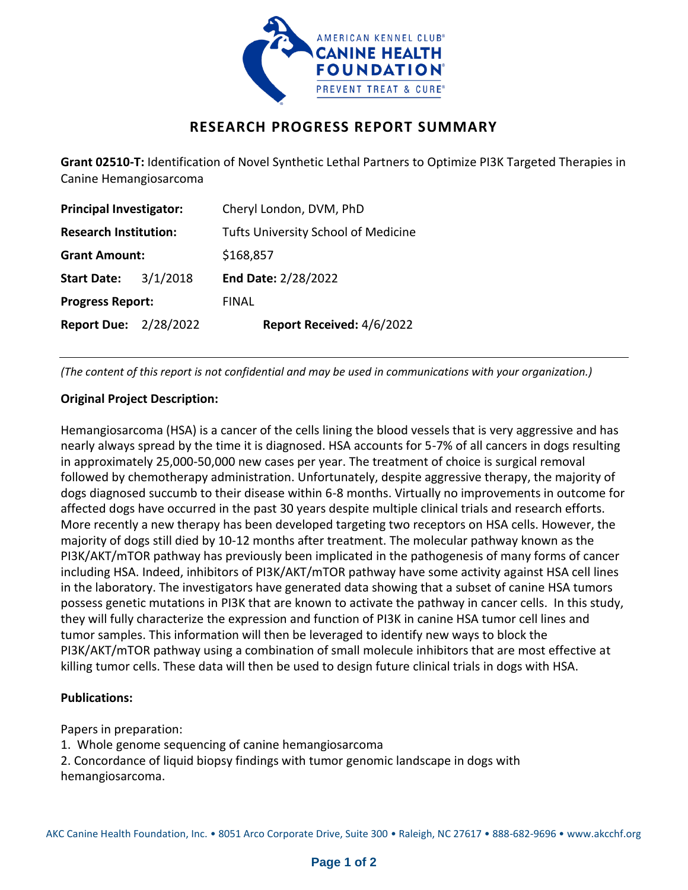# RESEARCH PROGRESS REPORT SUMMARY

**Grant 02510-T:** Identification of Novel Synthetic Lethal Partners to Optimize PI3K Targeted Therapies in Canine Hemangiosarcoma

| | |
|---|---|
| **Principal Investigator:** | Cheryl London, DVM, PhD |
| **Research Institution:** | Tufts University School of Medicine |
| **Grant Amount:** | $168,857 |
| **Start Date:** 3/1/2018 | **End Date:** 2/28/2022 |
| **Progress Report:** | FINAL |
| **Report Due:** 2/28/2022 | **Report Received:** 4/6/2022 |

*(The content of this report is not confidential and may be used in communications with your organization.)*

**Original Project Description:**

Hemangiosarcoma (HSA) is a cancer of the cells lining the blood vessels that is very aggressive and has nearly always spread by the time it is diagnosed. HSA accounts for 5-7% of all cancers in dogs resulting in approximately 25,000-50,000 new cases per year. The treatment of choice is surgical removal followed by chemotherapy administration. Unfortunately, despite aggressive therapy, the majority of dogs diagnosed succumb to their disease within 6-8 months. Virtually no improvements in outcome for affected dogs have occurred in the past 30 years despite multiple clinical trials and research efforts. More recently a new therapy has been developed targeting two receptors on HSA cells. However, the majority of dogs still died by 10-12 months after treatment. The molecular pathway known as the PI3K/AKT/mTOR pathway has previously been implicated in the pathogenesis of many forms of cancer including HSA. Indeed, inhibitors of PI3K/AKT/mTOR pathway have some activity against HSA cell lines in the laboratory. The investigators have generated data showing that a subset of canine HSA tumors possess genetic mutations in PI3K that are known to activate the pathway in cancer cells. In this study, they will fully characterize the expression and function of PI3K in canine HSA tumor cell lines and tumor samples. This information will then be leveraged to identify new ways to block the PI3K/AKT/mTOR pathway using a combination of small molecule inhibitors that are most effective at killing tumor cells. These data will then be used to design future clinical trials in dogs with HSA.

**Publications:**

Papers in preparation:

1. Whole genome sequencing of canine hemangiosarcoma
2. Concordance of liquid biopsy findings with tumor genomic landscape in dogs with hemangiosarcoma.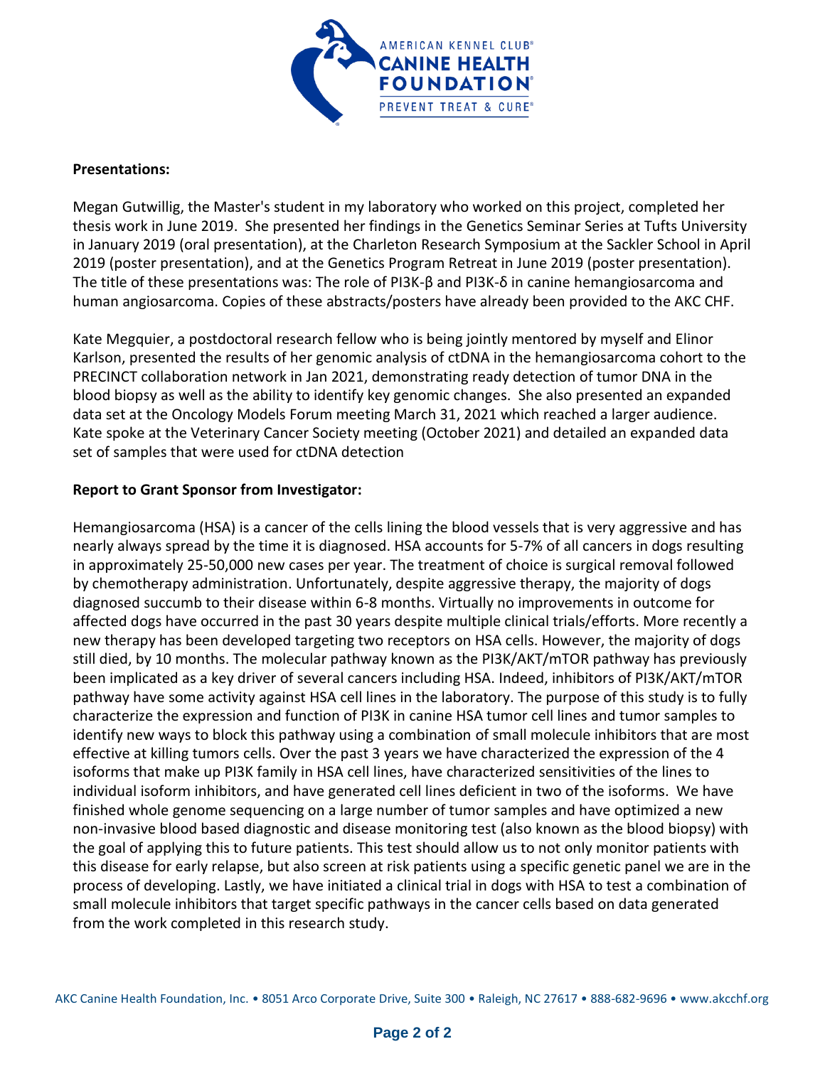**Presentations:**

Megan Gutwillig, the Master's student in my laboratory who worked on this project, completed her thesis work in June 2019. She presented her findings in the Genetics Seminar Series at Tufts University in January 2019 (oral presentation), at the Charleton Research Symposium at the Sackler School in April 2019 (poster presentation), and at the Genetics Program Retreat in June 2019 (poster presentation). The title of these presentations was: The role of PI3K-β and PI3K-δ in canine hemangiosarcoma and human angiosarcoma. Copies of these abstracts/posters have already been provided to the AKC CHF.

Kate Megquier, a postdoctoral research fellow who is being jointly mentored by myself and Elinor Karlson, presented the results of her genomic analysis of ctDNA in the hemangiosarcoma cohort to the PRECINCT collaboration network in Jan 2021, demonstrating ready detection of tumor DNA in the blood biopsy as well as the ability to identify key genomic changes. She also presented an expanded data set at the Oncology Models Forum meeting March 31, 2021 which reached a larger audience. Kate spoke at the Veterinary Cancer Society meeting (October 2021) and detailed an expanded data set of samples that were used for ctDNA detection

**Report to Grant Sponsor from Investigator:**

Hemangiosarcoma (HSA) is a cancer of the cells lining the blood vessels that is very aggressive and has nearly always spread by the time it is diagnosed. HSA accounts for 5-7% of all cancers in dogs resulting in approximately 25-50,000 new cases per year. The treatment of choice is surgical removal followed by chemotherapy administration. Unfortunately, despite aggressive therapy, the majority of dogs diagnosed succumb to their disease within 6-8 months. Virtually no improvements in outcome for affected dogs have occurred in the past 30 years despite multiple clinical trials/efforts. More recently a new therapy has been developed targeting two receptors on HSA cells. However, the majority of dogs still died, by 10 months. The molecular pathway known as the PI3K/AKT/mTOR pathway has previously been implicated as a key driver of several cancers including HSA. Indeed, inhibitors of PI3K/AKT/mTOR pathway have some activity against HSA cell lines in the laboratory. The purpose of this study is to fully characterize the expression and function of PI3K in canine HSA tumor cell lines and tumor samples to identify new ways to block this pathway using a combination of small molecule inhibitors that are most effective at killing tumors cells. Over the past 3 years we have characterized the expression of the 4 isoforms that make up PI3K family in HSA cell lines, have characterized sensitivities of the lines to individual isoform inhibitors, and have generated cell lines deficient in two of the isoforms. We have finished whole genome sequencing on a large number of tumor samples and have optimized a new non-invasive blood based diagnostic and disease monitoring test (also known as the blood biopsy) with the goal of applying this to future patients. This test should allow us to not only monitor patients with this disease for early relapse, but also screen at risk patients using a specific genetic panel we are in the process of developing. Lastly, we have initiated a clinical trial in dogs with HSA to test a combination of small molecule inhibitors that target specific pathways in the cancer cells based on data generated from the work completed in this research study.